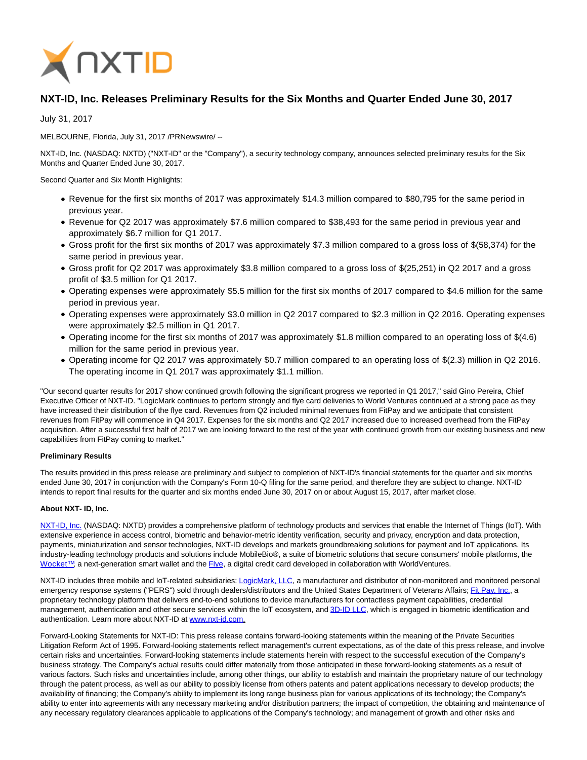# NXT-ID, Inc. Releases Preliminary Results for the Six Months and Quarter Ended June 30, 2017

July 31, 2017

MELBOURNE, Florida, July 31, 2017 /PRNewswire/ --

NXT-ID, Inc. (NASDAQ: NXTD) ("NXT-ID" or the "Company"), a security technology company, announces selected preliminary results for the Six Months and Quarter Ended June 30, 2017.

Second Quarter and Six Month Highlights:

- Revenue for the first six months of 2017 was approximately $14.3 million compared to $80,795 for the same period in previous year.
- Revenue for Q2 2017 was approximately $7.6 million compared to $38,493 for the same period in previous year and approximately $6.7 million for Q1 2017.
- Gross profit for the first six months of 2017 was approximately $7.3 million compared to a gross loss of $(58,374) for the same period in previous year.
- Gross profit for Q2 2017 was approximately $3.8 million compared to a gross loss of $(25,251) in Q2 2017 and a gross profit of $3.5 million for Q1 2017.
- Operating expenses were approximately $5.5 million for the first six months of 2017 compared to $4.6 million for the same period in previous year.
- Operating expenses were approximately $3.0 million in Q2 2017 compared to $2.3 million in Q2 2016. Operating expenses were approximately $2.5 million in Q1 2017.
- Operating income for the first six months of 2017 was approximately $1.8 million compared to an operating loss of $(4.6) million for the same period in previous year.
- Operating income for Q2 2017 was approximately $0.7 million compared to an operating loss of $(2.3) million in Q2 2016. The operating income in Q1 2017 was approximately $1.1 million.

"Our second quarter results for 2017 show continued growth following the significant progress we reported in Q1 2017," said Gino Pereira, Chief Executive Officer of NXT-ID. "LogicMark continues to perform strongly and flye card deliveries to World Ventures continued at a strong pace as they have increased their distribution of the flye card. Revenues from Q2 included minimal revenues from FitPay and we anticipate that consistent revenues from FitPay will commence in Q4 2017. Expenses for the six months and Q2 2017 increased due to increased overhead from the FitPay acquisition. After a successful first half of 2017 we are looking forward to the rest of the year with continued growth from our existing business and new capabilities from FitPay coming to market."

**Preliminary Results**

The results provided in this press release are preliminary and subject to completion of NXT-ID's financial statements for the quarter and six months ended June 30, 2017 in conjunction with the Company's Form 10-Q filing for the same period, and therefore they are subject to change. NXT-ID intends to report final results for the quarter and six months ended June 30, 2017 on or about August 15, 2017, after market close.

**About NXT- ID, Inc.**

NXT-ID, Inc. (NASDAQ: NXTD) provides a comprehensive platform of technology products and services that enable the Internet of Things (IoT). With extensive experience in access control, biometric and behavior-metric identity verification, security and privacy, encryption and data protection, payments, miniaturization and sensor technologies, NXT-ID develops and markets groundbreaking solutions for payment and IoT applications. Its industry-leading technology products and solutions include MobileBio®, a suite of biometric solutions that secure consumers' mobile platforms, the Wocket™, a next-generation smart wallet and the Flye, a digital credit card developed in collaboration with WorldVentures.

NXT-ID includes three mobile and IoT-related subsidiaries: LogicMark, LLC, a manufacturer and distributor of non-monitored and monitored personal emergency response systems ("PERS") sold through dealers/distributors and the United States Department of Veterans Affairs; Fit Pay, Inc., a proprietary technology platform that delivers end-to-end solutions to device manufacturers for contactless payment capabilities, credential management, authentication and other secure services within the IoT ecosystem, and 3D-ID LLC, which is engaged in biometric identification and authentication. Learn more about NXT-ID at www.nxt-id.com.

Forward-Looking Statements for NXT-ID: This press release contains forward-looking statements within the meaning of the Private Securities Litigation Reform Act of 1995. Forward-looking statements reflect management's current expectations, as of the date of this press release, and involve certain risks and uncertainties. Forward-looking statements include statements herein with respect to the successful execution of the Company's business strategy. The Company's actual results could differ materially from those anticipated in these forward-looking statements as a result of various factors. Such risks and uncertainties include, among other things, our ability to establish and maintain the proprietary nature of our technology through the patent process, as well as our ability to possibly license from others patents and patent applications necessary to develop products; the availability of financing; the Company's ability to implement its long range business plan for various applications of its technology; the Company's ability to enter into agreements with any necessary marketing and/or distribution partners; the impact of competition, the obtaining and maintenance of any necessary regulatory clearances applicable to applications of the Company's technology; and management of growth and other risks and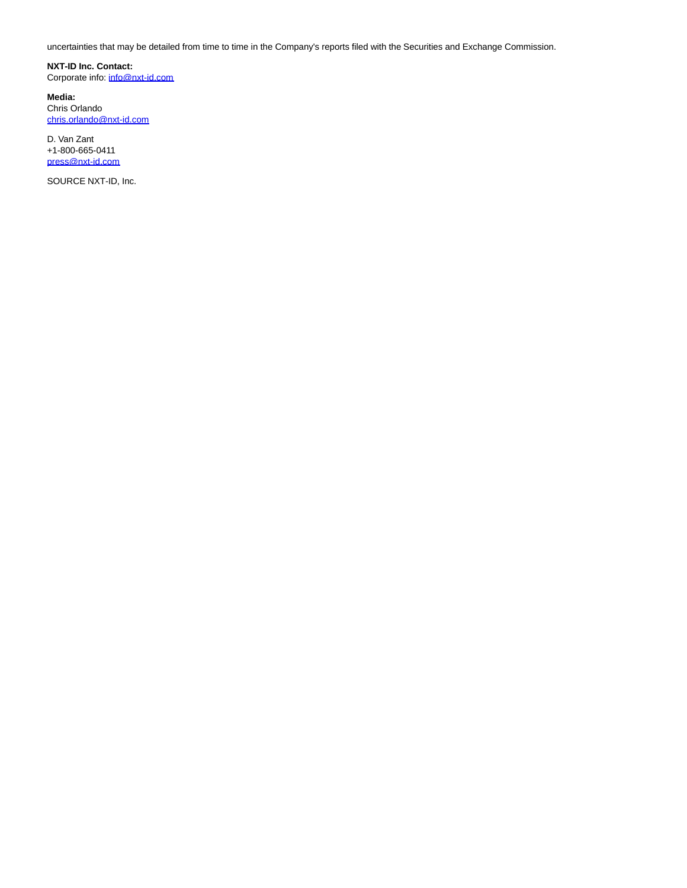uncertainties that may be detailed from time to time in the Company's reports filed with the Securities and Exchange Commission.

**NXT-ID Inc. Contact:**
Corporate info: info@nxt-id.com

**Media:**
Chris Orlando
chris.orlando@nxt-id.com

D. Van Zant
+1-800-665-0411
press@nxt-id.com

SOURCE NXT-ID, Inc.